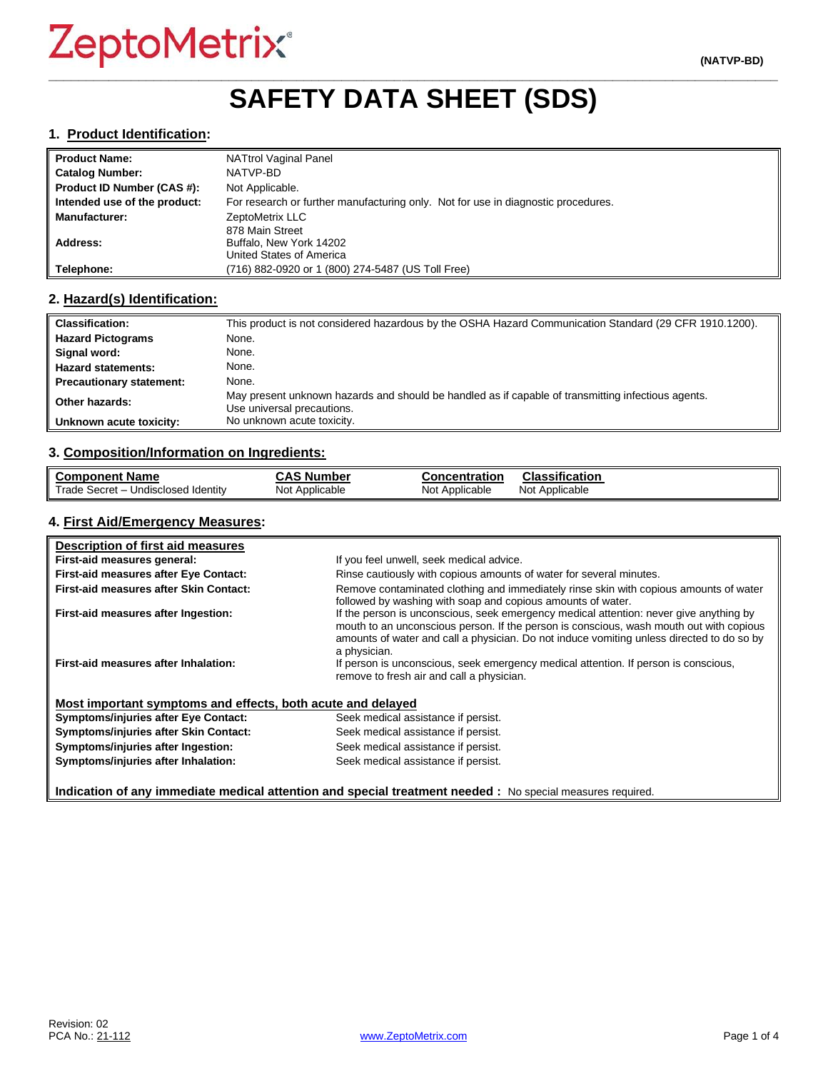ZeptoMetrix®

(NATVP-BD)

# SAFETY DATA SHEET (SDS)

## 1. Product Identification:

| | |
|---|---|
| **Product Name:** | NATtrol Vaginal Panel |
| **Catalog Number:** | NATVP-BD |
| **Product ID Number (CAS #):** | Not Applicable. |
| **Intended use of the product:** | For research or further manufacturing only. Not for use in diagnostic procedures. |
| **Manufacturer:** | ZeptoMetrix LLC |
| **Address:** | 878 Main Street<br>Buffalo, New York 14202<br>United States of America |
| **Telephone:** | (716) 882-0920 or 1 (800) 274-5487 (US Toll Free) |

## 2. Hazard(s) Identification:

| | |
|---|---|
| **Classification:** | This product is not considered hazardous by the OSHA Hazard Communication Standard (29 CFR 1910.1200). |
| **Hazard Pictograms** | None. |
| **Signal word:** | None. |
| **Hazard statements:** | None. |
| **Precautionary statement:** | None. |
| **Other hazards:** | May present unknown hazards and should be handled as if capable of transmitting infectious agents. Use universal precautions. |
| **Unknown acute toxicity:** | No unknown acute toxicity. |

## 3. Composition/Information on Ingredients:

| Component Name | CAS Number | Concentration | Classification |
|---|---|---|---|
| Trade Secret – Undisclosed Identity | Not Applicable | Not Applicable | Not Applicable |

## 4. First Aid/Emergency Measures:

| **Description of first aid measures** | |
|---|---|
| **First-aid measures general:** | If you feel unwell, seek medical advice. |
| **First-aid measures after Eye Contact:** | Rinse cautiously with copious amounts of water for several minutes. |
| **First-aid measures after Skin Contact:** | Remove contaminated clothing and immediately rinse skin with copious amounts of water followed by washing with soap and copious amounts of water. |
| **First-aid measures after Ingestion:** | If the person is unconscious, seek emergency medical attention: never give anything by mouth to an unconscious person. If the person is conscious, wash mouth out with copious amounts of water and call a physician. Do not induce vomiting unless directed to do so by a physician. |
| **First-aid measures after Inhalation:** | If person is unconscious, seek emergency medical attention. If person is conscious, remove to fresh air and call a physician. |

| **Most important symptoms and effects, both acute and delayed** | |
|---|---|
| **Symptoms/injuries after Eye Contact:** | Seek medical assistance if persist. |
| **Symptoms/injuries after Skin Contact:** | Seek medical assistance if persist. |
| **Symptoms/injuries after Ingestion:** | Seek medical assistance if persist. |
| **Symptoms/injuries after Inhalation:** | Seek medical assistance if persist. |

**Indication of any immediate medical attention and special treatment needed :** No special measures required.

Revision: 02
PCA No.: 21-112

www.ZeptoMetrix.com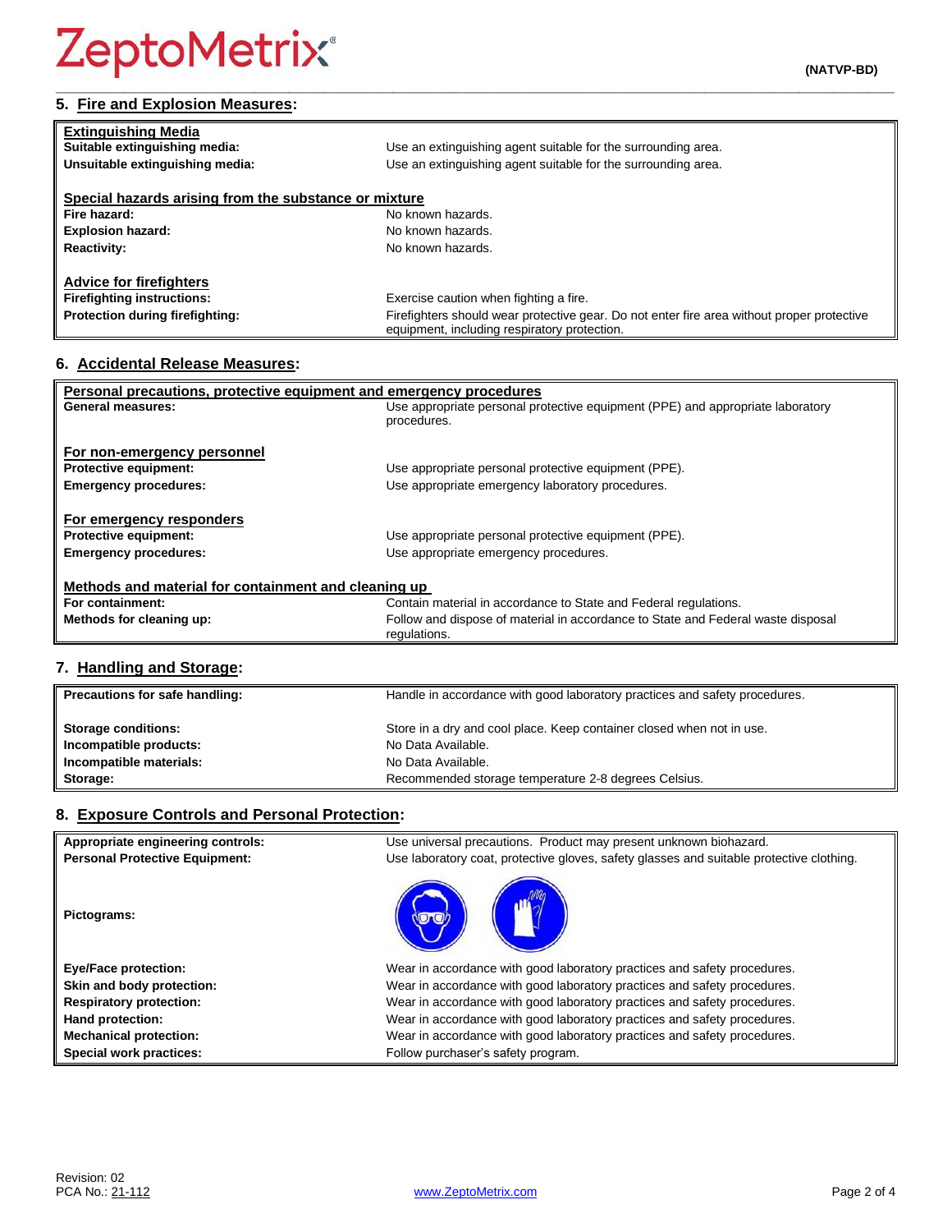## 5. Fire and Explosion Measures:

**Extinguishing Media**

| | |
|---|---|
| **Suitable extinguishing media:** | Use an extinguishing agent suitable for the surrounding area. |
| **Unsuitable extinguishing media:** | Use an extinguishing agent suitable for the surrounding area. |

**Special hazards arising from the substance or mixture**

| | |
|---|---|
| **Fire hazard:** | No known hazards. |
| **Explosion hazard:** | No known hazards. |
| **Reactivity:** | No known hazards. |

**Advice for firefighters**

| | |
|---|---|
| **Firefighting instructions:** | Exercise caution when fighting a fire. |
| **Protection during firefighting:** | Firefighters should wear protective gear. Do not enter fire area without proper protective equipment, including respiratory protection. |

## 6. Accidental Release Measures:

**Personal precautions, protective equipment and emergency procedures**

| | |
|---|---|
| **General measures:** | Use appropriate personal protective equipment (PPE) and appropriate laboratory procedures. |

**For non-emergency personnel**

| | |
|---|---|
| **Protective equipment:** | Use appropriate personal protective equipment (PPE). |
| **Emergency procedures:** | Use appropriate emergency laboratory procedures. |

**For emergency responders**

| | |
|---|---|
| **Protective equipment:** | Use appropriate personal protective equipment (PPE). |
| **Emergency procedures:** | Use appropriate emergency procedures. |

**Methods and material for containment and cleaning up**

| | |
|---|---|
| **For containment:** | Contain material in accordance to State and Federal regulations. |
| **Methods for cleaning up:** | Follow and dispose of material in accordance to State and Federal waste disposal regulations. |

## 7. Handling and Storage:

| | |
|---|---|
| **Precautions for safe handling:** | Handle in accordance with good laboratory practices and safety procedures. |
| **Storage conditions:** | Store in a dry and cool place. Keep container closed when not in use. |
| **Incompatible products:** | No Data Available. |
| **Incompatible materials:** | No Data Available. |
| **Storage:** | Recommended storage temperature 2-8 degrees Celsius. |

## 8. Exposure Controls and Personal Protection:

| | |
|---|---|
| **Appropriate engineering controls:** | Use universal precautions. Product may present unknown biohazard. |
| **Personal Protective Equipment:** | Use laboratory coat, protective gloves, safety glasses and suitable protective clothing. |
| **Pictograms:** | |
| **Eye/Face protection:** | Wear in accordance with good laboratory practices and safety procedures. |
| **Skin and body protection:** | Wear in accordance with good laboratory practices and safety procedures. |
| **Respiratory protection:** | Wear in accordance with good laboratory practices and safety procedures. |
| **Hand protection:** | Wear in accordance with good laboratory practices and safety procedures. |
| **Mechanical protection:** | Wear in accordance with good laboratory practices and safety procedures. |
| **Special work practices:** | Follow purchaser's safety program. |

Revision: 02
PCA No.: 21-112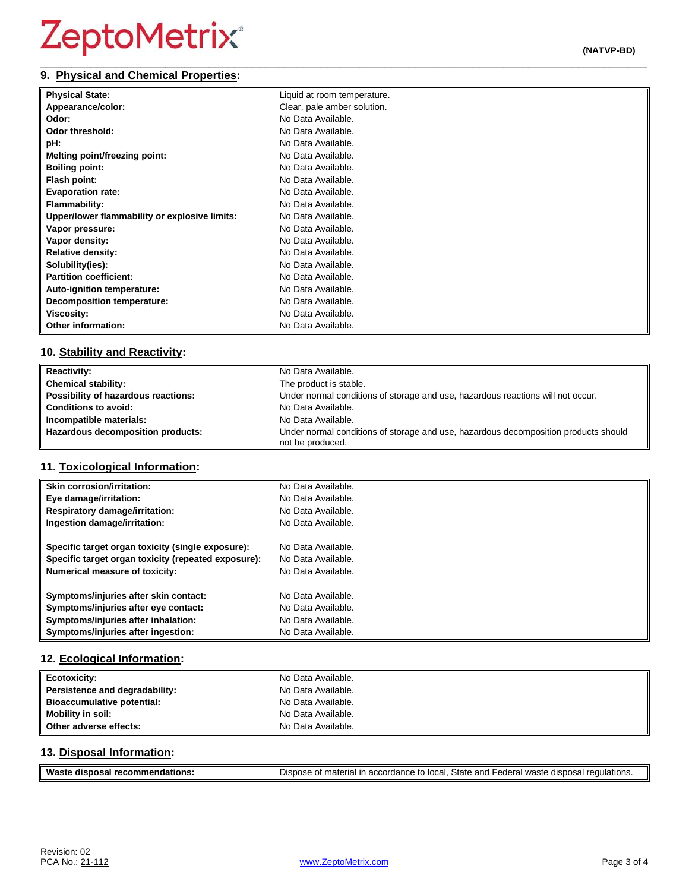## 9. Physical and Chemical Properties:

| | |
|---|---|
| **Physical State:** | Liquid at room temperature. |
| **Appearance/color:** | Clear, pale amber solution. |
| **Odor:** | No Data Available. |
| **Odor threshold:** | No Data Available. |
| **pH:** | No Data Available. |
| **Melting point/freezing point:** | No Data Available. |
| **Boiling point:** | No Data Available. |
| **Flash point:** | No Data Available. |
| **Evaporation rate:** | No Data Available. |
| **Flammability:** | No Data Available. |
| **Upper/lower flammability or explosive limits:** | No Data Available. |
| **Vapor pressure:** | No Data Available. |
| **Vapor density:** | No Data Available. |
| **Relative density:** | No Data Available. |
| **Solubility(ies):** | No Data Available. |
| **Partition coefficient:** | No Data Available. |
| **Auto-ignition temperature:** | No Data Available. |
| **Decomposition temperature:** | No Data Available. |
| **Viscosity:** | No Data Available. |
| **Other information:** | No Data Available. |

## 10. Stability and Reactivity:

| | |
|---|---|
| **Reactivity:** | No Data Available. |
| **Chemical stability:** | The product is stable. |
| **Possibility of hazardous reactions:** | Under normal conditions of storage and use, hazardous reactions will not occur. |
| **Conditions to avoid:** | No Data Available. |
| **Incompatible materials:** | No Data Available. |
| **Hazardous decomposition products:** | Under normal conditions of storage and use, hazardous decomposition products should not be produced. |

## 11. Toxicological Information:

| | |
|---|---|
| **Skin corrosion/irritation:** | No Data Available. |
| **Eye damage/irritation:** | No Data Available. |
| **Respiratory damage/irritation:** | No Data Available. |
| **Ingestion damage/irritation:** | No Data Available. |
| **Specific target organ toxicity (single exposure):** | No Data Available. |
| **Specific target organ toxicity (repeated exposure):** | No Data Available. |
| **Numerical measure of toxicity:** | No Data Available. |
| **Symptoms/injuries after skin contact:** | No Data Available. |
| **Symptoms/injuries after eye contact:** | No Data Available. |
| **Symptoms/injuries after inhalation:** | No Data Available. |
| **Symptoms/injuries after ingestion:** | No Data Available. |

## 12. Ecological Information:

| | |
|---|---|
| **Ecotoxicity:** | No Data Available. |
| **Persistence and degradability:** | No Data Available. |
| **Bioaccumulative potential:** | No Data Available. |
| **Mobility in soil:** | No Data Available. |
| **Other adverse effects:** | No Data Available. |

## 13. Disposal Information:

| | |
|---|---|
| **Waste disposal recommendations:** | Dispose of material in accordance to local, State and Federal waste disposal regulations. |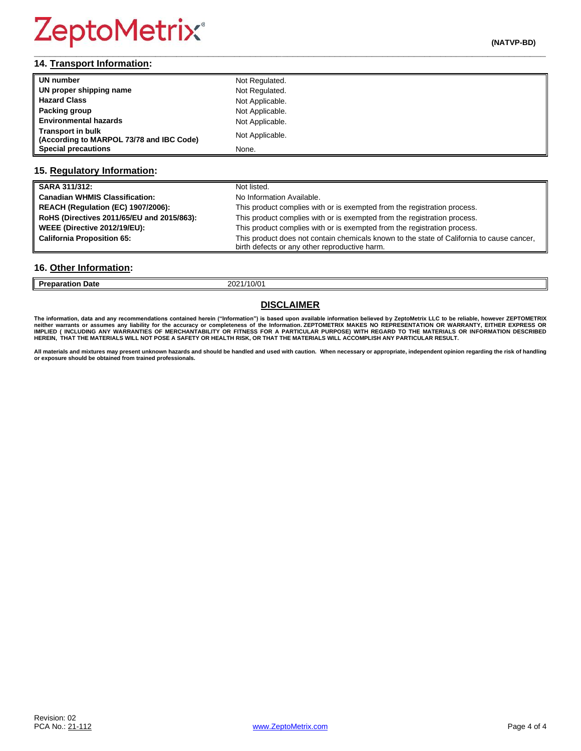## 14. Transport Information:

| | |
|---|---|
| **UN number** | Not Regulated. |
| **UN proper shipping name** | Not Regulated. |
| **Hazard Class** | Not Applicable. |
| **Packing group** | Not Applicable. |
| **Environmental hazards** | Not Applicable. |
| **Transport in bulk (According to MARPOL 73/78 and IBC Code)** | Not Applicable. |
| **Special precautions** | None. |

## 15. Regulatory Information:

| | |
|---|---|
| **SARA 311/312:** | Not listed. |
| **Canadian WHMIS Classification:** | No Information Available. |
| **REACH (Regulation (EC) 1907/2006):** | This product complies with or is exempted from the registration process. |
| **RoHS (Directives 2011/65/EU and 2015/863):** | This product complies with or is exempted from the registration process. |
| **WEEE (Directive 2012/19/EU):** | This product complies with or is exempted from the registration process. |
| **California Proposition 65:** | This product does not contain chemicals known to the state of California to cause cancer, birth defects or any other reproductive harm. |

## 16. Other Information:

| | |
|---|---|
| **Preparation Date** | 2021/10/01 |

## DISCLAIMER

**The information, data and any recommendations contained herein ("Information") is based upon available information believed by ZeptoMetrix LLC to be reliable, however ZEPTOMETRIX neither warrants or assumes any liability for the accuracy or completeness of the Information. ZEPTOMETRIX MAKES NO REPRESENTATION OR WARRANTY, EITHER EXPRESS OR IMPLIED ( INCLUDING ANY WARRANTIES OF MERCHANTABILITY OR FITNESS FOR A PARTICULAR PURPOSE) WITH REGARD TO THE MATERIALS OR INFORMATION DESCRIBED HEREIN, THAT THE MATERIALS WILL NOT POSE A SAFETY OR HEALTH RISK, OR THAT THE MATERIALS WILL ACCOMPLISH ANY PARTICULAR RESULT.**

**All materials and mixtures may present unknown hazards and should be handled and used with caution. When necessary or appropriate, independent opinion regarding the risk of handling or exposure should be obtained from trained professionals.**